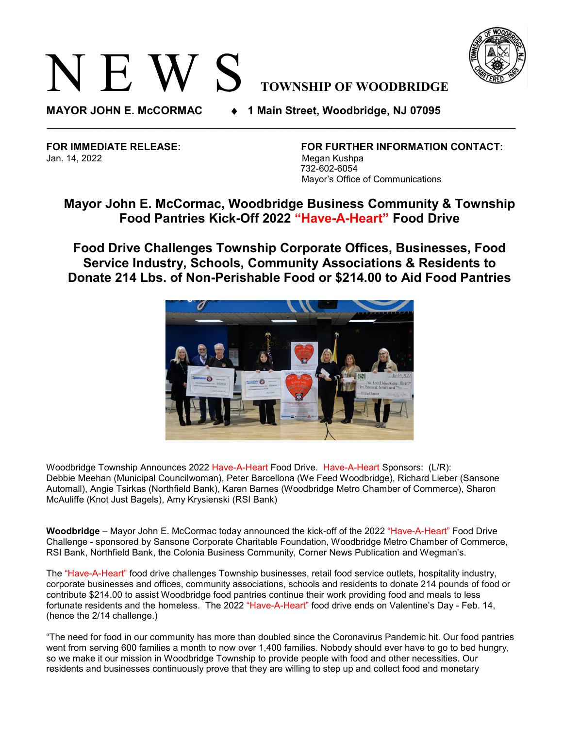# N E W S TOWNSHIP OF WOODBRIDGE

**MAYOR JOHN E. McCORMAC ♦ 1 Main Street, Woodbridge, NJ 07095**

---

**FOR IMMEDIATE RELEASE:**
Jan. 14, 2022

**FOR FURTHER INFORMATION CONTACT:**
Megan Kushpa
732-602-6054
Mayor's Office of Communications

## Mayor John E. McCormac, Woodbridge Business Community & Township Food Pantries Kick-Off 2022 "Have-A-Heart" Food Drive

## Food Drive Challenges Township Corporate Offices, Businesses, Food Service Industry, Schools, Community Associations & Residents to Donate 214 Lbs. of Non-Perishable Food or $214.00 to Aid Food Pantries

Woodbridge Township Announces 2022 Have-A-Heart Food Drive. Have-A-Heart Sponsors: (L/R): Debbie Meehan (Municipal Councilwoman), Peter Barcellona (We Feed Woodbridge), Richard Lieber (Sansone Automall), Angie Tsirkas (Northfield Bank), Karen Barnes (Woodbridge Metro Chamber of Commerce), Sharon McAuliffe (Knot Just Bagels), Amy Krysienski (RSI Bank)

**Woodbridge** – Mayor John E. McCormac today announced the kick-off of the 2022 "Have-A-Heart" Food Drive Challenge - sponsored by Sansone Corporate Charitable Foundation, Woodbridge Metro Chamber of Commerce, RSI Bank, Northfield Bank, the Colonia Business Community, Corner News Publication and Wegman's.

The "Have-A-Heart" food drive challenges Township businesses, retail food service outlets, hospitality industry, corporate businesses and offices, community associations, schools and residents to donate 214 pounds of food or contribute $214.00 to assist Woodbridge food pantries continue their work providing food and meals to less fortunate residents and the homeless. The 2022 "Have-A-Heart" food drive ends on Valentine's Day - Feb. 14, (hence the 2/14 challenge.)

"The need for food in our community has more than doubled since the Coronavirus Pandemic hit. Our food pantries went from serving 600 families a month to now over 1,400 families. Nobody should ever have to go to bed hungry, so we make it our mission in Woodbridge Township to provide people with food and other necessities. Our residents and businesses continuously prove that they are willing to step up and collect food and monetary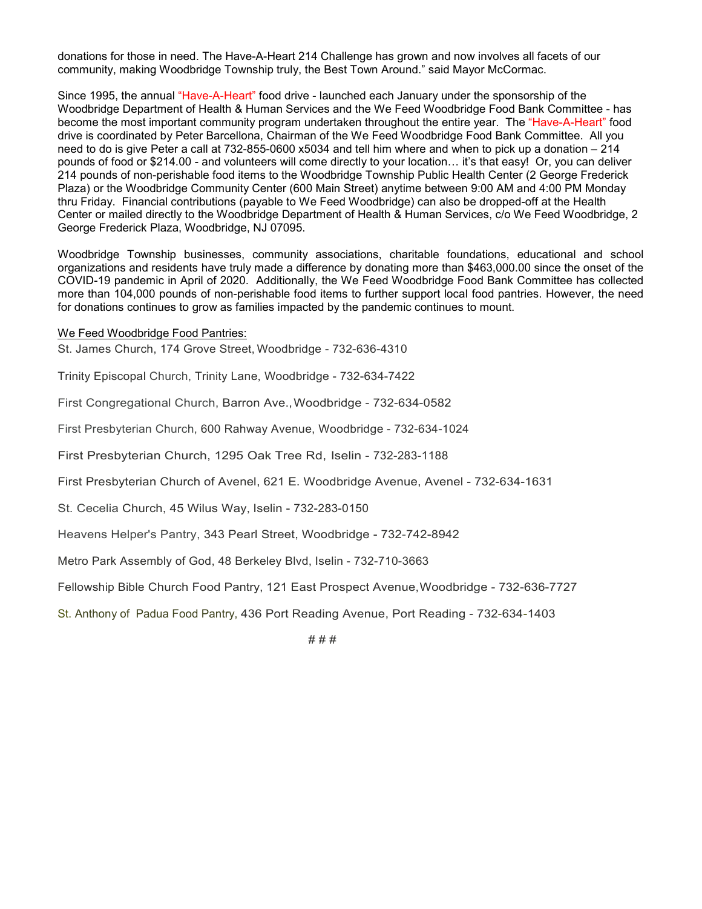donations for those in need. The Have-A-Heart 214 Challenge has grown and now involves all facets of our community, making Woodbridge Township truly, the Best Town Around." said Mayor McCormac.

Since 1995, the annual "Have-A-Heart" food drive - launched each January under the sponsorship of the Woodbridge Department of Health & Human Services and the We Feed Woodbridge Food Bank Committee - has become the most important community program undertaken throughout the entire year. The "Have-A-Heart" food drive is coordinated by Peter Barcellona, Chairman of the We Feed Woodbridge Food Bank Committee. All you need to do is give Peter a call at 732-855-0600 x5034 and tell him where and when to pick up a donation – 214 pounds of food or $214.00 - and volunteers will come directly to your location… it's that easy! Or, you can deliver 214 pounds of non-perishable food items to the Woodbridge Township Public Health Center (2 George Frederick Plaza) or the Woodbridge Community Center (600 Main Street) anytime between 9:00 AM and 4:00 PM Monday thru Friday. Financial contributions (payable to We Feed Woodbridge) can also be dropped-off at the Health Center or mailed directly to the Woodbridge Department of Health & Human Services, c/o We Feed Woodbridge, 2 George Frederick Plaza, Woodbridge, NJ 07095.

Woodbridge Township businesses, community associations, charitable foundations, educational and school organizations and residents have truly made a difference by donating more than $463,000.00 since the onset of the COVID-19 pandemic in April of 2020. Additionally, the We Feed Woodbridge Food Bank Committee has collected more than 104,000 pounds of non-perishable food items to further support local food pantries. However, the need for donations continues to grow as families impacted by the pandemic continues to mount.

We Feed Woodbridge Food Pantries:

St. James Church, 174 Grove Street, Woodbridge - 732-636-4310

Trinity Episcopal Church, Trinity Lane, Woodbridge - 732-634-7422

First Congregational Church, Barron Ave., Woodbridge - 732-634-0582

First Presbyterian Church, 600 Rahway Avenue, Woodbridge - 732-634-1024

First Presbyterian Church, 1295 Oak Tree Rd, Iselin - 732-283-1188

First Presbyterian Church of Avenel, 621 E. Woodbridge Avenue, Avenel - 732-634-1631

St. Cecelia Church, 45 Wilus Way, Iselin - 732-283-0150

Heavens Helper's Pantry, 343 Pearl Street, Woodbridge - 732-742-8942

Metro Park Assembly of God, 48 Berkeley Blvd, Iselin - 732-710-3663

Fellowship Bible Church Food Pantry, 121 East Prospect Avenue, Woodbridge - 732-636-7727

St. Anthony of Padua Food Pantry, 436 Port Reading Avenue, Port Reading - 732-634-1403

# # #